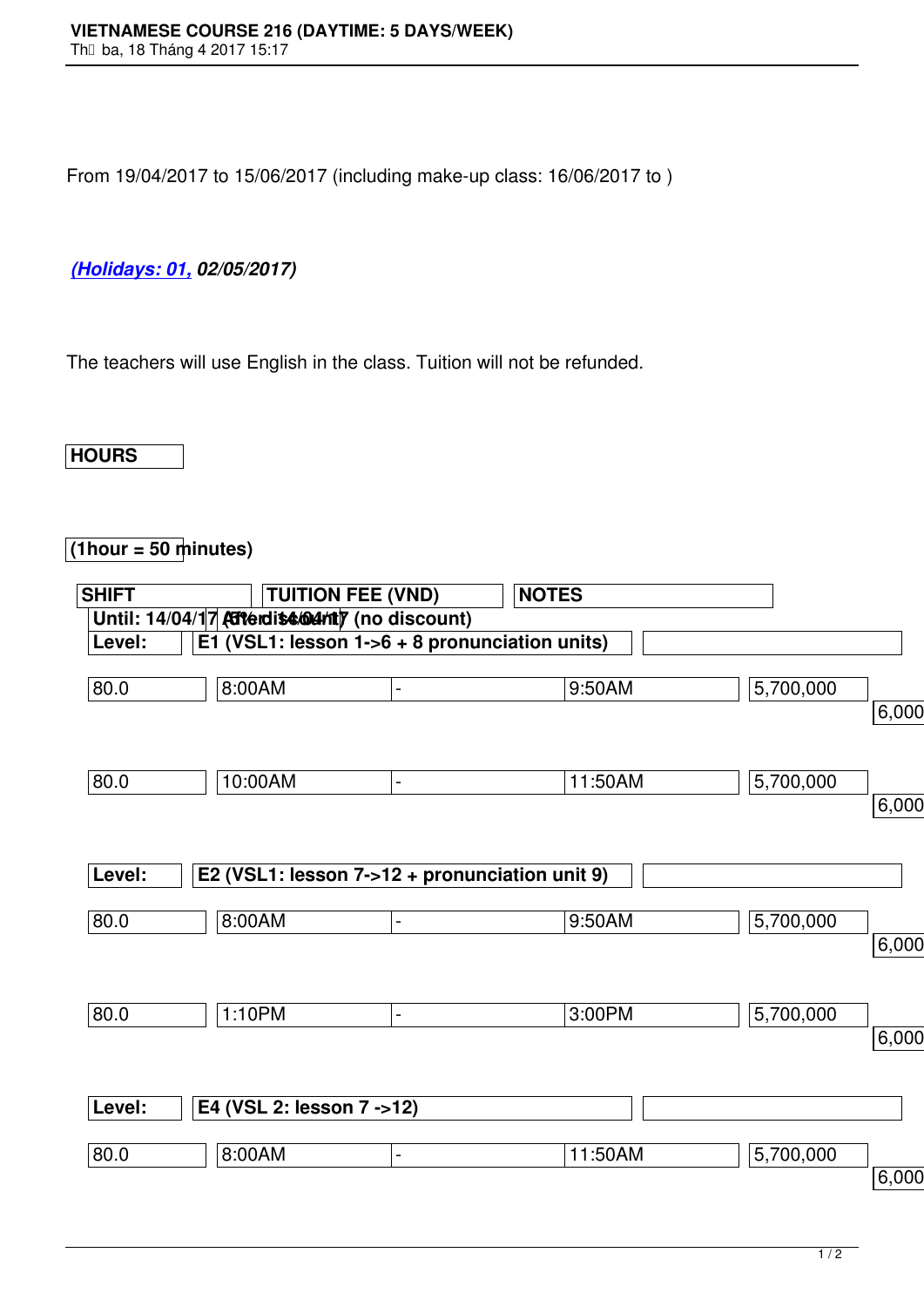# VIETNAMESE COURSE 216 (DAYTIME: 5 DAYS/WEEK)

Th  ba, 18 Tháng 4 2017 15:17

From 19/04/2017 to 15/06/2017 (including make-up class: 16/06/2017 to )

***(Holidays: 01,** 02/05/2017)*

The teachers will use English in the class. Tuition will not be refunded.

| HOURS (1hour = 50 minutes) | SHIFT | | | TUITION FEE (VND) | | NOTES |
|---|---|---|---|---|---|---|
| | | | | Until: 14/04/17 (5% discount) | After 14/04/17 (no discount) | |
| **Level:** | **E1 (VSL1: lesson 1->6 + 8 pronunciation units)** | | | | | |
| 80.0 | 8:00AM | - | 9:50AM | 5,700,000 | 6,000 | |
| 80.0 | 10:00AM | - | 11:50AM | 5,700,000 | 6,000 | |
| **Level:** | **E2 (VSL1: lesson 7->12 + pronunciation unit 9)** | | | | | |
| 80.0 | 8:00AM | - | 9:50AM | 5,700,000 | 6,000 | |
| 80.0 | 1:10PM | - | 3:00PM | 5,700,000 | 6,000 | |
| **Level:** | **E4 (VSL 2: lesson 7 ->12)** | | | | | |
| 80.0 | 8:00AM | - | 11:50AM | 5,700,000 | 6,000 | |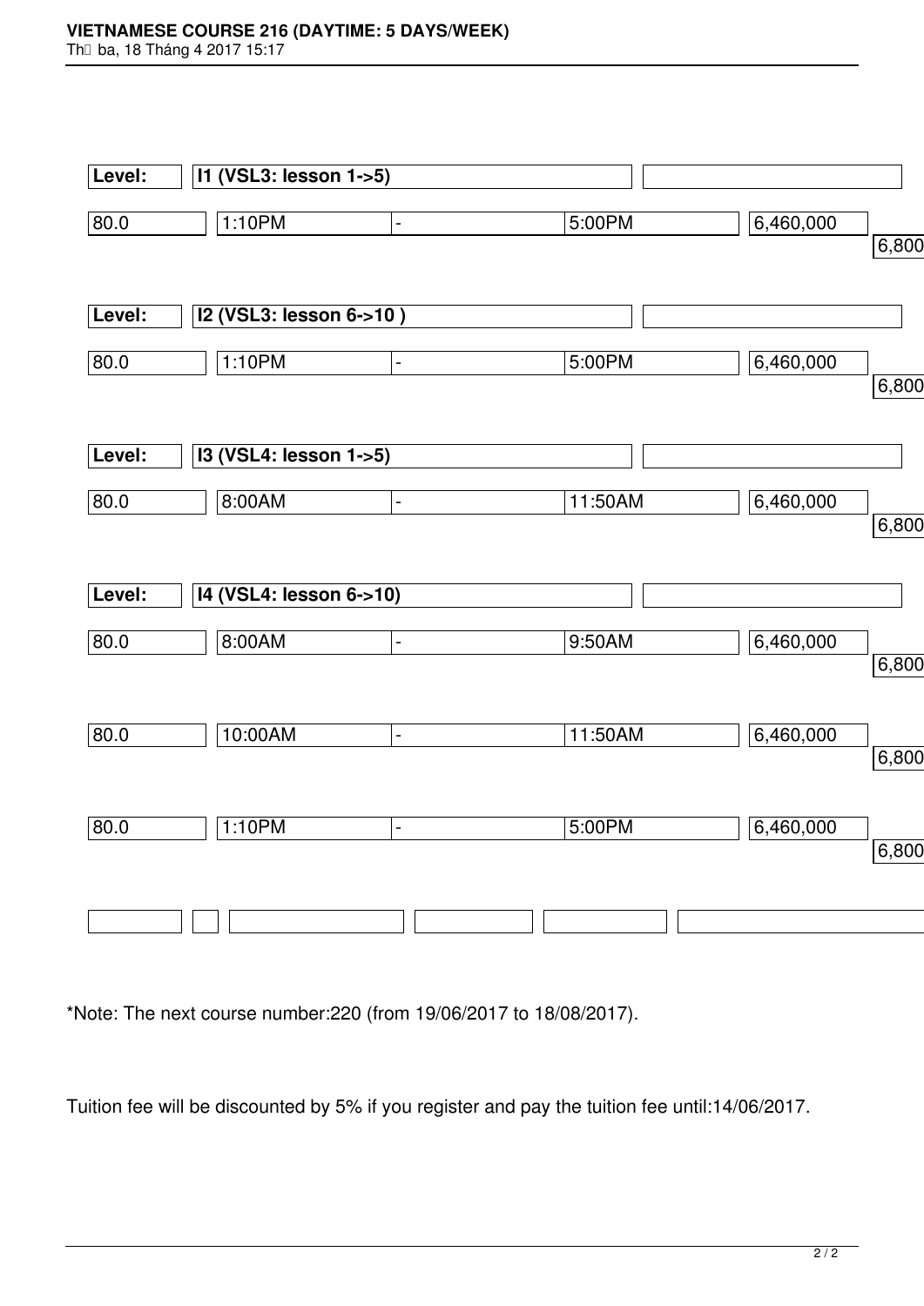| | | | | | |
|---|---|---|---|---|---|
| **Level:** | **I1 (VSL3: lesson 1->5)** | | | | |
| 80.0 | 1:10PM | - | 5:00PM | 6,460,000 | 6,800 |
| **Level:** | **I2 (VSL3: lesson 6->10 )** | | | | |
| 80.0 | 1:10PM | - | 5:00PM | 6,460,000 | 6,800 |
| **Level:** | **I3 (VSL4: lesson 1->5)** | | | | |
| 80.0 | 8:00AM | - | 11:50AM | 6,460,000 | 6,800 |
| **Level:** | **I4 (VSL4: lesson 6->10)** | | | | |
| 80.0 | 8:00AM | - | 9:50AM | 6,460,000 | 6,800 |
| 80.0 | 10:00AM | - | 11:50AM | 6,460,000 | 6,800 |
| 80.0 | 1:10PM | - | 5:00PM | 6,460,000 | 6,800 |

*Note: The next course number:220 (from 19/06/2017 to 18/08/2017).

Tuition fee will be discounted by 5% if you register and pay the tuition fee until:14/06/2017.